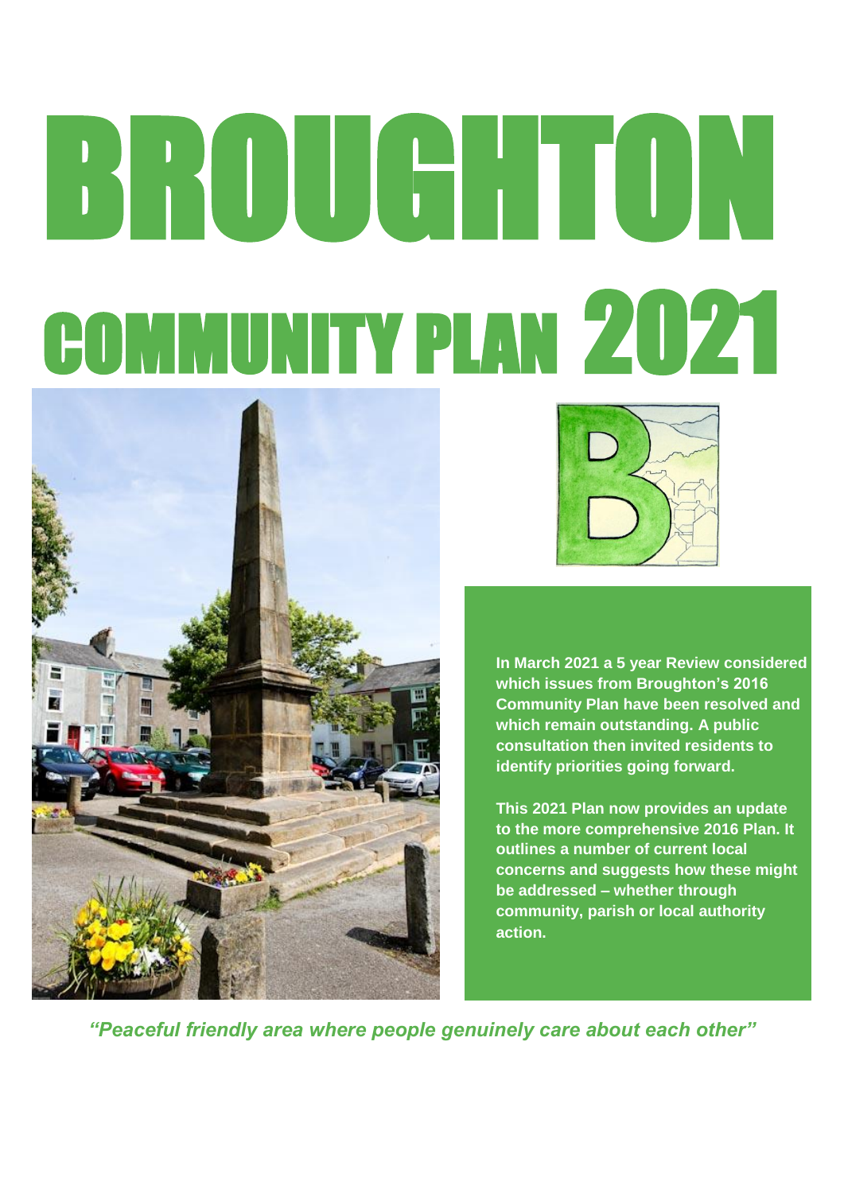# BROUGHTON

# COMMUNITY PLAN 2021

**In March 2021 a 5 year Review considered which issues from Broughton's 2016 Community Plan have been resolved and which remain outstanding. A public consultation then invited residents to identify priorities going forward.**

**This 2021 Plan now provides an update to the more comprehensive 2016 Plan. It outlines a number of current local concerns and suggests how these might be addressed – whether through community, parish or local authority action.**

***"Peaceful friendly area where people genuinely care about each other"***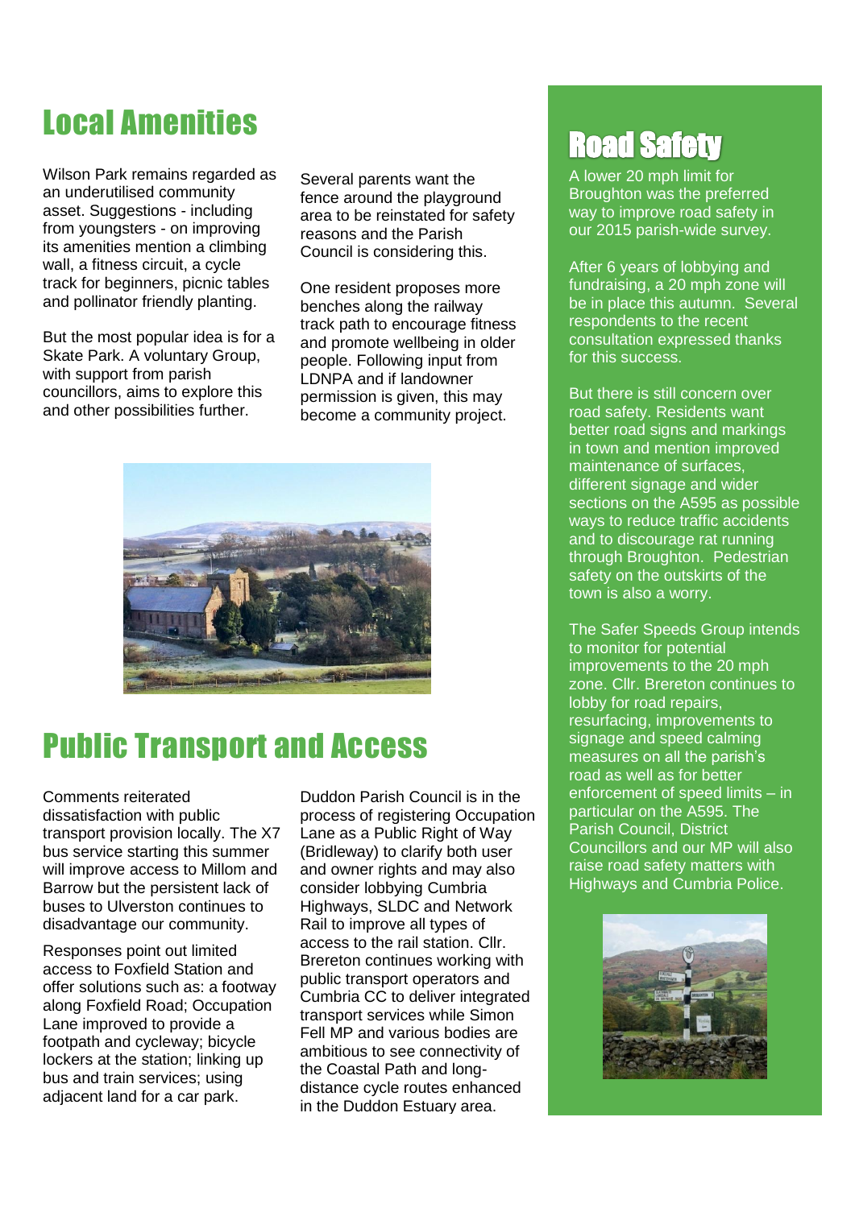## Local Amenities

Wilson Park remains regarded as an underutilised community asset. Suggestions - including from youngsters - on improving its amenities mention a climbing wall, a fitness circuit, a cycle track for beginners, picnic tables and pollinator friendly planting.

But the most popular idea is for a Skate Park. A voluntary Group, with support from parish councillors, aims to explore this and other possibilities further.

Several parents want the fence around the playground area to be reinstated for safety reasons and the Parish Council is considering this.

One resident proposes more benches along the railway track path to encourage fitness and promote wellbeing in older people. Following input from LDNPA and if landowner permission is given, this may become a community project.

## Public Transport and Access

Comments reiterated dissatisfaction with public transport provision locally. The X7 bus service starting this summer will improve access to Millom and Barrow but the persistent lack of buses to Ulverston continues to disadvantage our community.

Responses point out limited access to Foxfield Station and offer solutions such as: a footway along Foxfield Road; Occupation Lane improved to provide a footpath and cycleway; bicycle lockers at the station; linking up bus and train services; using adjacent land for a car park.

Duddon Parish Council is in the process of registering Occupation Lane as a Public Right of Way (Bridleway) to clarify both user and owner rights and may also consider lobbying Cumbria Highways, SLDC and Network Rail to improve all types of access to the rail station. Cllr. Brereton continues working with public transport operators and Cumbria CC to deliver integrated transport services while Simon Fell MP and various bodies are ambitious to see connectivity of the Coastal Path and long-distance cycle routes enhanced in the Duddon Estuary area.

## Road Safety

A lower 20 mph limit for Broughton was the preferred way to improve road safety in our 2015 parish-wide survey.

After 6 years of lobbying and fundraising, a 20 mph zone will be in place this autumn. Several respondents to the recent consultation expressed thanks for this success.

But there is still concern over road safety. Residents want better road signs and markings in town and mention improved maintenance of surfaces, different signage and wider sections on the A595 as possible ways to reduce traffic accidents and to discourage rat running through Broughton. Pedestrian safety on the outskirts of the town is also a worry.

The Safer Speeds Group intends to monitor for potential improvements to the 20 mph zone. Cllr. Brereton continues to lobby for road repairs, resurfacing, improvements to signage and speed calming measures on all the parish's road as well as for better enforcement of speed limits – in particular on the A595. The Parish Council, District Councillors and our MP will also raise road safety matters with Highways and Cumbria Police.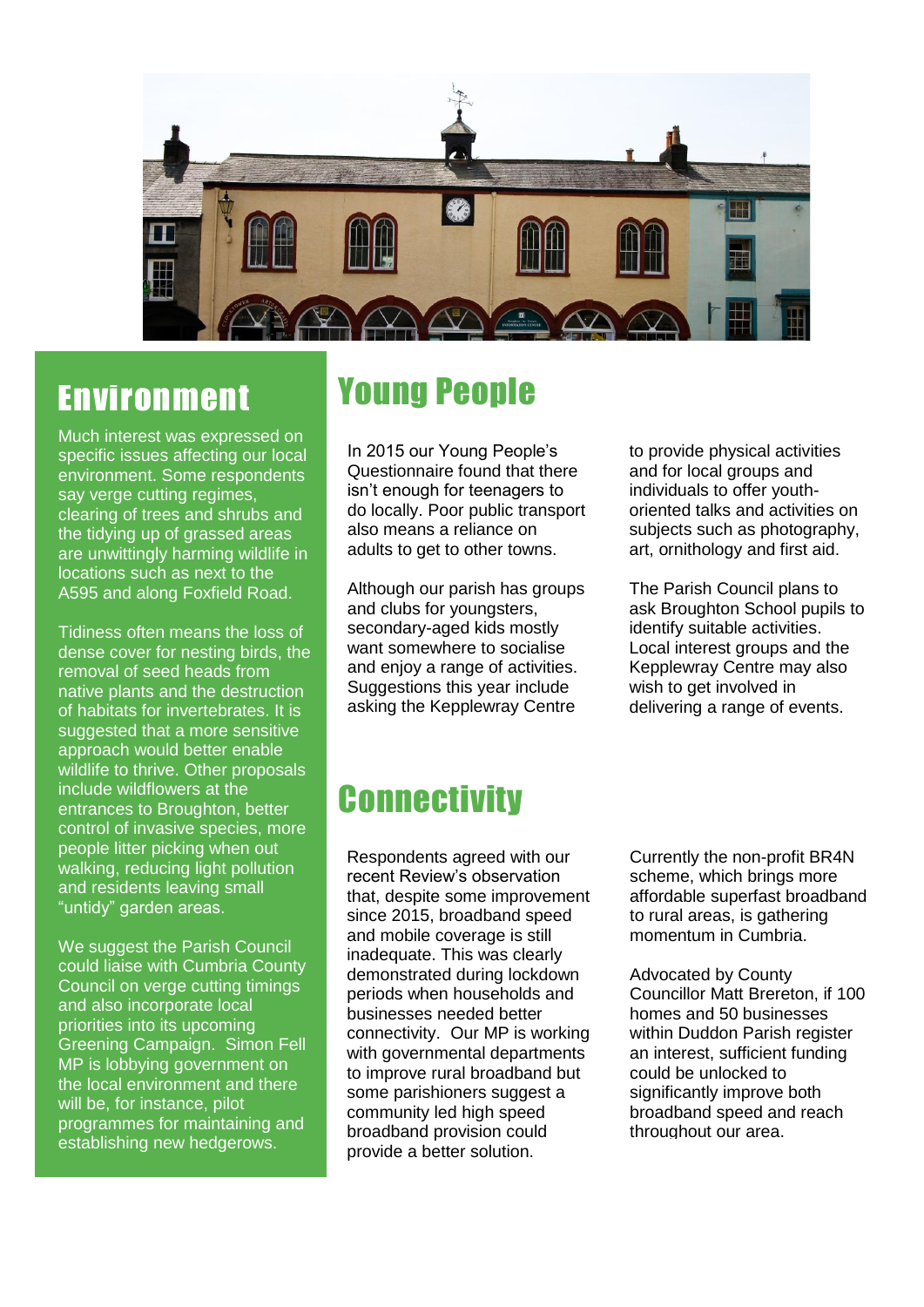## Environment

Much interest was expressed on specific issues affecting our local environment. Some respondents say verge cutting regimes, clearing of trees and shrubs and the tidying up of grassed areas are unwittingly harming wildlife in locations such as next to the A595 and along Foxfield Road.

Tidiness often means the loss of dense cover for nesting birds, the removal of seed heads from native plants and the destruction of habitats for invertebrates. It is suggested that a more sensitive approach would better enable wildlife to thrive. Other proposals include wildflowers at the entrances to Broughton, better control of invasive species, more people litter picking when out walking, reducing light pollution and residents leaving small "untidy" garden areas.

We suggest the Parish Council could liaise with Cumbria County Council on verge cutting timings and also incorporate local priorities into its upcoming Greening Campaign. Simon Fell MP is lobbying government on the local environment and there will be, for instance, pilot programmes for maintaining and establishing new hedgerows.

## Young People

In 2015 our Young People's Questionnaire found that there isn't enough for teenagers to do locally. Poor public transport also means a reliance on adults to get to other towns.

Although our parish has groups and clubs for youngsters, secondary-aged kids mostly want somewhere to socialise and enjoy a range of activities. Suggestions this year include asking the Kepplewray Centre to provide physical activities and for local groups and individuals to offer youth-oriented talks and activities on subjects such as photography, art, ornithology and first aid.

The Parish Council plans to ask Broughton School pupils to identify suitable activities. Local interest groups and the Kepplewray Centre may also wish to get involved in delivering a range of events.

## Connectivity

Respondents agreed with our recent Review's observation that, despite some improvement since 2015, broadband speed and mobile coverage is still inadequate. This was clearly demonstrated during lockdown periods when households and businesses needed better connectivity. Our MP is working with governmental departments to improve rural broadband but some parishioners suggest a community led high speed broadband provision could provide a better solution.

Currently the non-profit BR4N scheme, which brings more affordable superfast broadband to rural areas, is gathering momentum in Cumbria.

Advocated by County Councillor Matt Brereton, if 100 homes and 50 businesses within Duddon Parish register an interest, sufficient funding could be unlocked to significantly improve both broadband speed and reach throughout our area.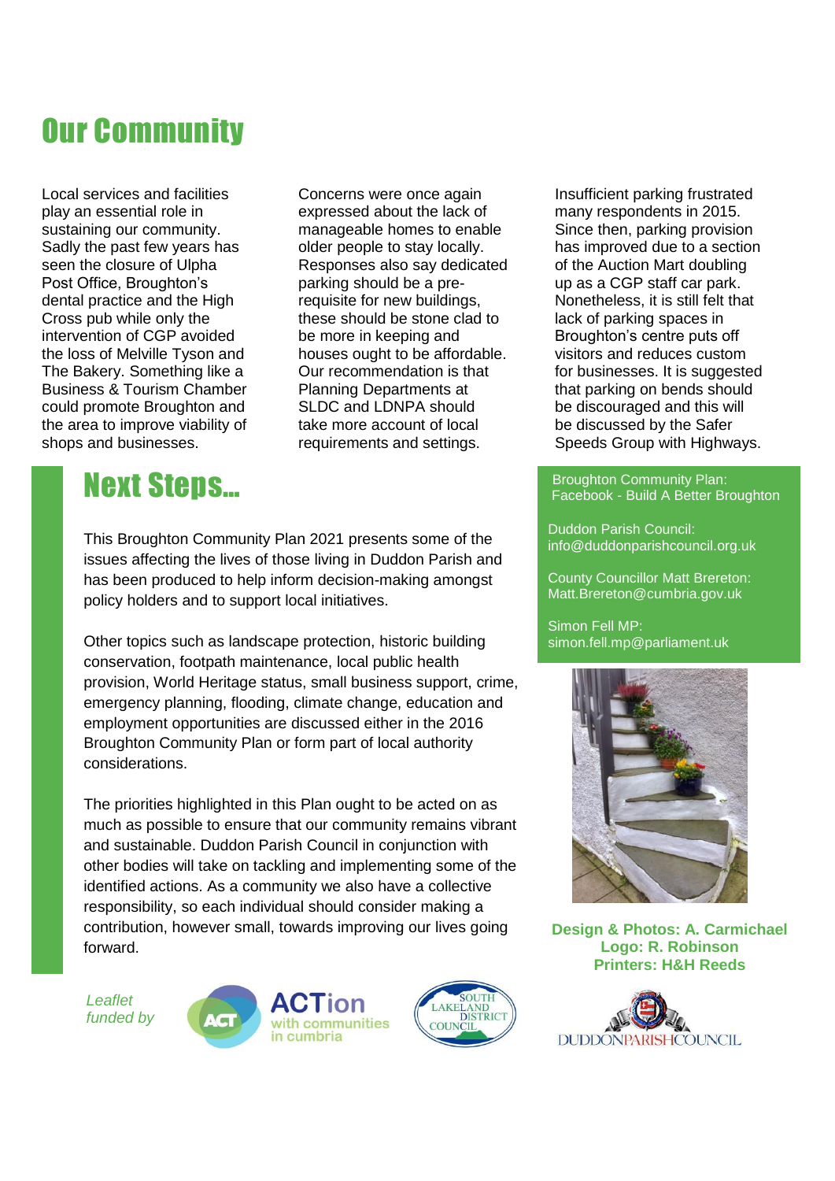# Our Community

Local services and facilities play an essential role in sustaining our community. Sadly the past few years has seen the closure of Ulpha Post Office, Broughton's dental practice and the High Cross pub while only the intervention of CGP avoided the loss of Melville Tyson and The Bakery. Something like a Business & Tourism Chamber could promote Broughton and the area to improve viability of shops and businesses.

Concerns were once again expressed about the lack of manageable homes to enable older people to stay locally. Responses also say dedicated parking should be a pre-requisite for new buildings, these should be stone clad to be more in keeping and houses ought to be affordable. Our recommendation is that Planning Departments at SLDC and LDNPA should take more account of local requirements and settings.

Insufficient parking frustrated many respondents in 2015. Since then, parking provision has improved due to a section of the Auction Mart doubling up as a CGP staff car park. Nonetheless, it is still felt that lack of parking spaces in Broughton's centre puts off visitors and reduces custom for businesses. It is suggested that parking on bends should be discouraged and this will be discussed by the Safer Speeds Group with Highways.

# Next Steps...

This Broughton Community Plan 2021 presents some of the issues affecting the lives of those living in Duddon Parish and has been produced to help inform decision-making amongst policy holders and to support local initiatives.

Other topics such as landscape protection, historic building conservation, footpath maintenance, local public health provision, World Heritage status, small business support, crime, emergency planning, flooding, climate change, education and employment opportunities are discussed either in the 2016 Broughton Community Plan or form part of local authority considerations.

The priorities highlighted in this Plan ought to be acted on as much as possible to ensure that our community remains vibrant and sustainable. Duddon Parish Council in conjunction with other bodies will take on tackling and implementing some of the identified actions. As a community we also have a collective responsibility, so each individual should consider making a contribution, however small, towards improving our lives going forward.

Broughton Community Plan:
Facebook - Build A Better Broughton

Duddon Parish Council:
info@duddonparishcouncil.org.uk

County Councillor Matt Brereton:
Matt.Brereton@cumbria.gov.uk

Simon Fell MP:
simon.fell.mp@parliament.uk

**Design & Photos: A. Carmichael**
**Logo: R. Robinson**
**Printers: H&H Reeds**

*Leaflet funded by*

ACTion with communities in cumbria

South Lakeland District Council

Duddon Parish Council